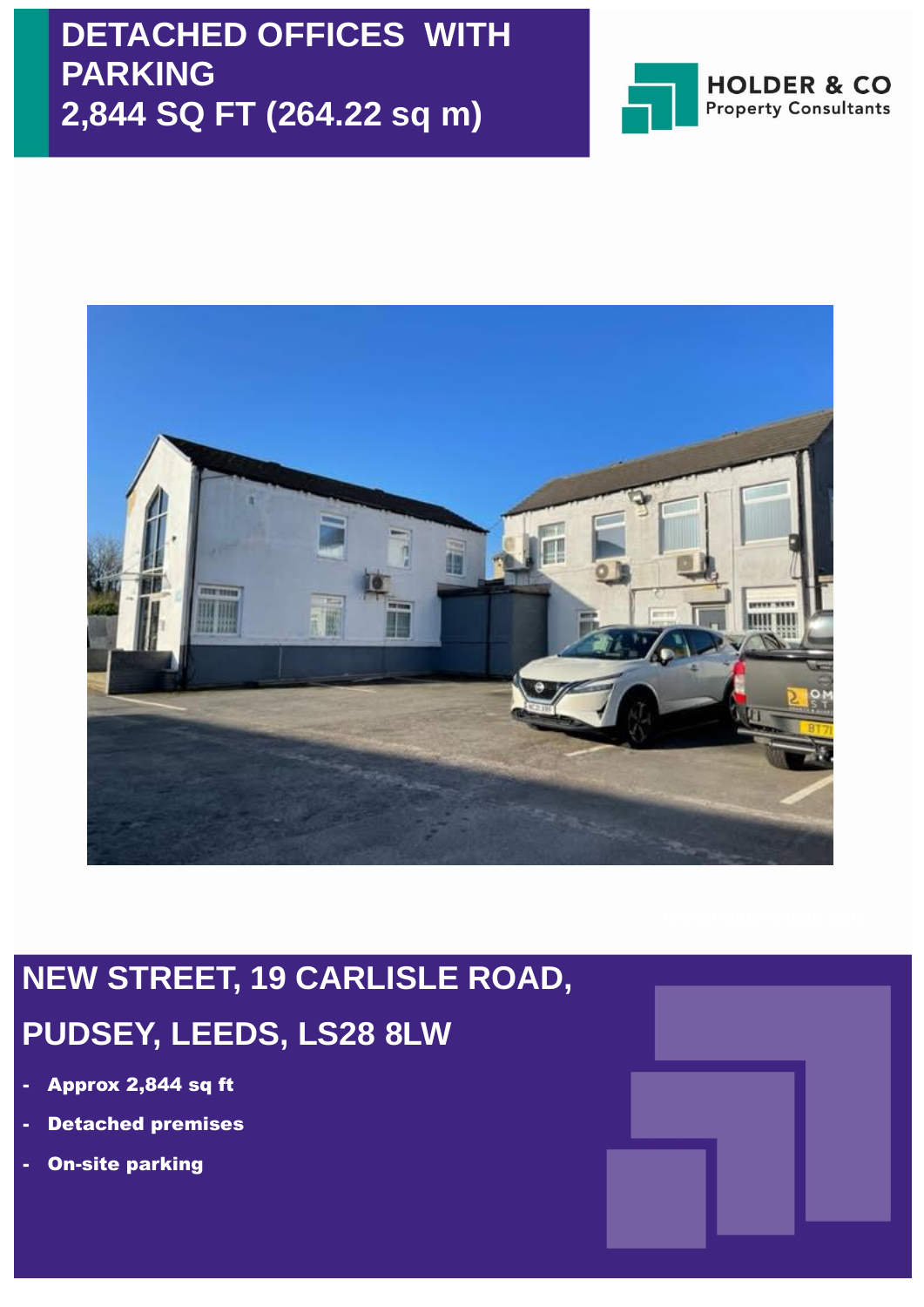# DETACHED OFFICES WITH PARKING
# 2,844 SQ FT (264.22 sq m)

HOLDER & CO
Property Consultants

## NEW STREET, 19 CARLISLE ROAD, PUDSEY, LEEDS, LS28 8LW

- **Approx 2,844 sq ft**
- **Detached premises**
- **On-site parking**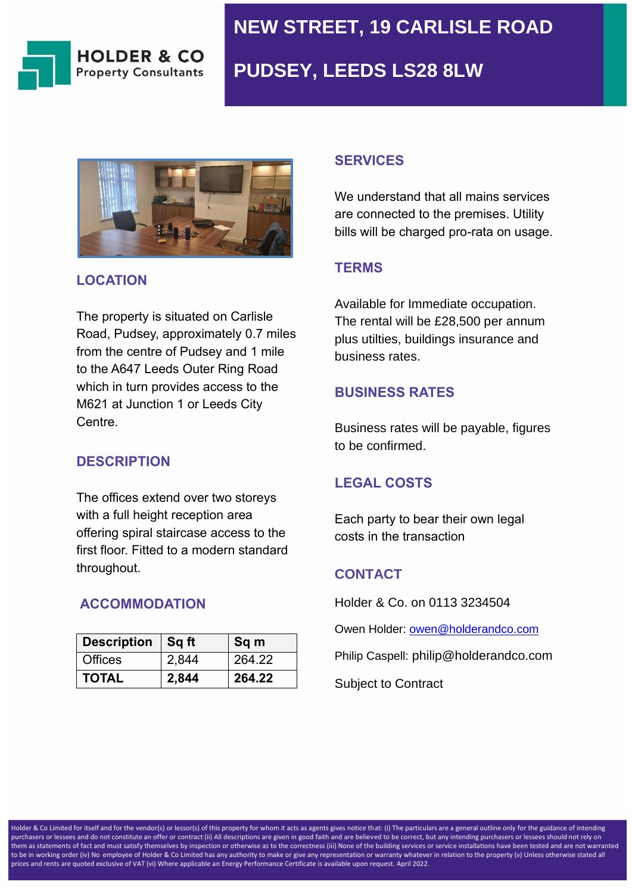# NEW STREET, 19 CARLISLE ROAD

# PUDSEY, LEEDS LS28 8LW

HOLDER & CO
Property Consultants

## LOCATION

The property is situated on Carlisle Road, Pudsey, approximately 0.7 miles from the centre of Pudsey and 1 mile to the A647 Leeds Outer Ring Road which in turn provides access to the M621 at Junction 1 or Leeds City Centre.

## DESCRIPTION

The offices extend over two storeys with a full height reception area offering spiral staircase access to the first floor. Fitted to a modern standard throughout.

## ACCOMMODATION

| Description | Sq ft | Sq m |
|---|---|---|
| Offices | 2,844 | 264.22 |
| **TOTAL** | **2,844** | **264.22** |

## SERVICES

We understand that all mains services are connected to the premises. Utility bills will be charged pro-rata on usage.

## TERMS

Available for Immediate occupation. The rental will be £28,500 per annum plus utilties, buildings insurance and business rates.

## BUSINESS RATES

Business rates will be payable, figures to be confirmed.

## LEGAL COSTS

Each party to bear their own legal costs in the transaction

## CONTACT

Holder & Co. on 0113 3234504

Owen Holder: owen@holderandco.com

Philip Caspell: philip@holderandco.com

Subject to Contract

Holder & Co Limited for itself and for the vendor(s) or lessor(s) of this property for whom it acts as agents gives notice that: (i) The particulars are a general outline only for the guidance of intending purchasers or lessees and do not constitute an offer or contract (ii) All descriptions are given in good faith and are believed to be correct, but any intending purchasers or lessees should not rely on them as statements of fact and must satisfy themselves by inspection or otherwise as to the correctness (iii) None of the building services or service installations have been tested and are not warranted to be in working order (iv) No employee of Holder & Co Limited has any authority to make or give any representation or warranty whatever in relation to the property (v) Unless otherwise stated all prices and rents are quoted exclusive of VAT (vi) Where applicable an Energy Performance Certificate is available upon request. April 2022.